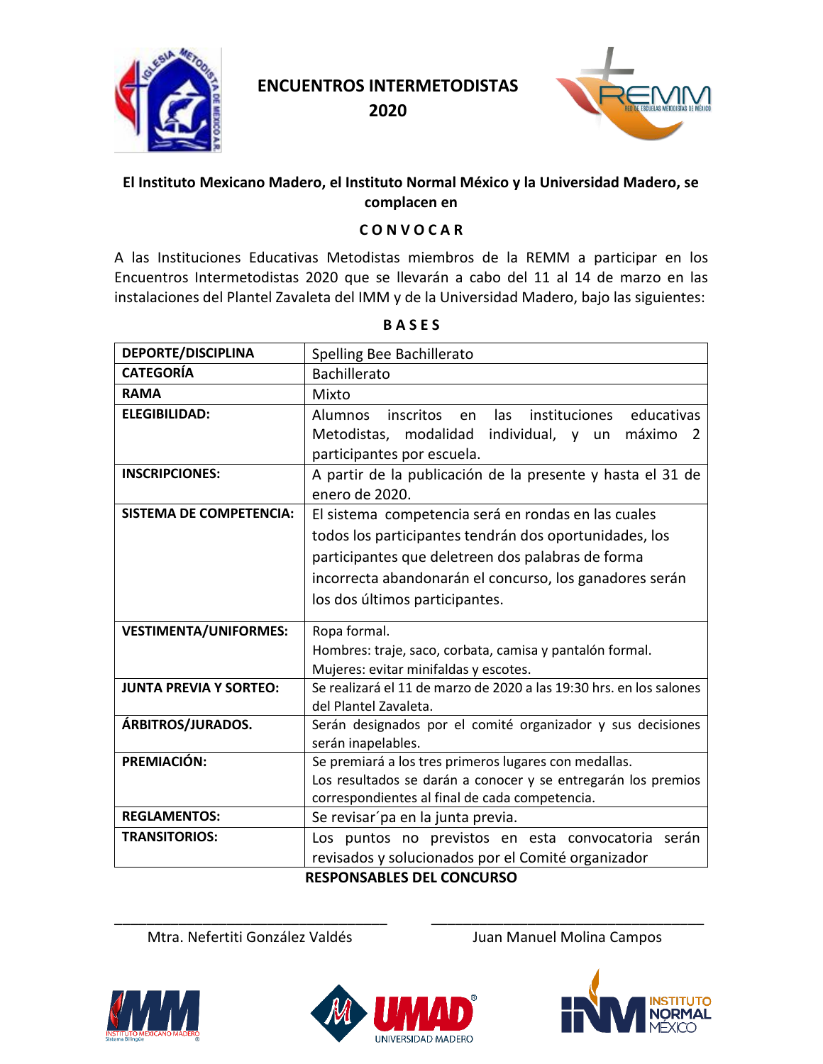# ENCUENTROS INTERMETODISTAS 2020

**El Instituto Mexicano Madero, el Instituto Normal México y la Universidad Madero, se complacen en**

**C O N V O C A R**

A las Instituciones Educativas Metodistas miembros de la REMM a participar en los Encuentros Intermetodistas 2020 que se llevarán a cabo del 11 al 14 de marzo en las instalaciones del Plantel Zavaleta del IMM y de la Universidad Madero, bajo las siguientes:

**B A S E S**

| DEPORTE/DISCIPLINA | Spelling Bee Bachillerato |
|---|---|
| **CATEGORÍA** | Bachillerato |
| **RAMA** | Mixto |
| **ELEGIBILIDAD:** | Alumnos inscritos en las instituciones educativas Metodistas, modalidad individual, y un máximo 2 participantes por escuela. |
| **INSCRIPCIONES:** | A partir de la publicación de la presente y hasta el 31 de enero de 2020. |
| **SISTEMA DE COMPETENCIA:** | El sistema competencia será en rondas en las cuales todos los participantes tendrán dos oportunidades, los participantes que deletreen dos palabras de forma incorrecta abandonarán el concurso, los ganadores serán los dos últimos participantes. |
| **VESTIMENTA/UNIFORMES:** | Ropa formal.<br>Hombres: traje, saco, corbata, camisa y pantalón formal.<br>Mujeres: evitar minifaldas y escotes. |
| **JUNTA PREVIA Y SORTEO:** | Se realizará el 11 de marzo de 2020 a las 19:30 hrs. en los salones del Plantel Zavaleta. |
| **ÁRBITROS/JURADOS.** | Serán designados por el comité organizador y sus decisiones serán inapelables. |
| **PREMIACIÓN:** | Se premiará a los tres primeros lugares con medallas.<br>Los resultados se darán a conocer y se entregarán los premios correspondientes al final de cada competencia. |
| **REGLAMENTOS:** | Se revisar´pa en la junta previa. |
| **TRANSITORIOS:** | Los puntos no previstos en esta convocatoria serán revisados y solucionados por el Comité organizador |

**RESPONSABLES DEL CONCURSO**

\_\_\_\_\_\_\_\_\_\_\_\_\_\_\_\_\_\_\_\_\_\_\_\_\_\_\_\_\_\_\_\_\_\_
Mtra. Nefertiti González Valdés

\_\_\_\_\_\_\_\_\_\_\_\_\_\_\_\_\_\_\_\_\_\_\_\_\_\_\_\_\_\_\_\_\_\_
Juan Manuel Molina Campos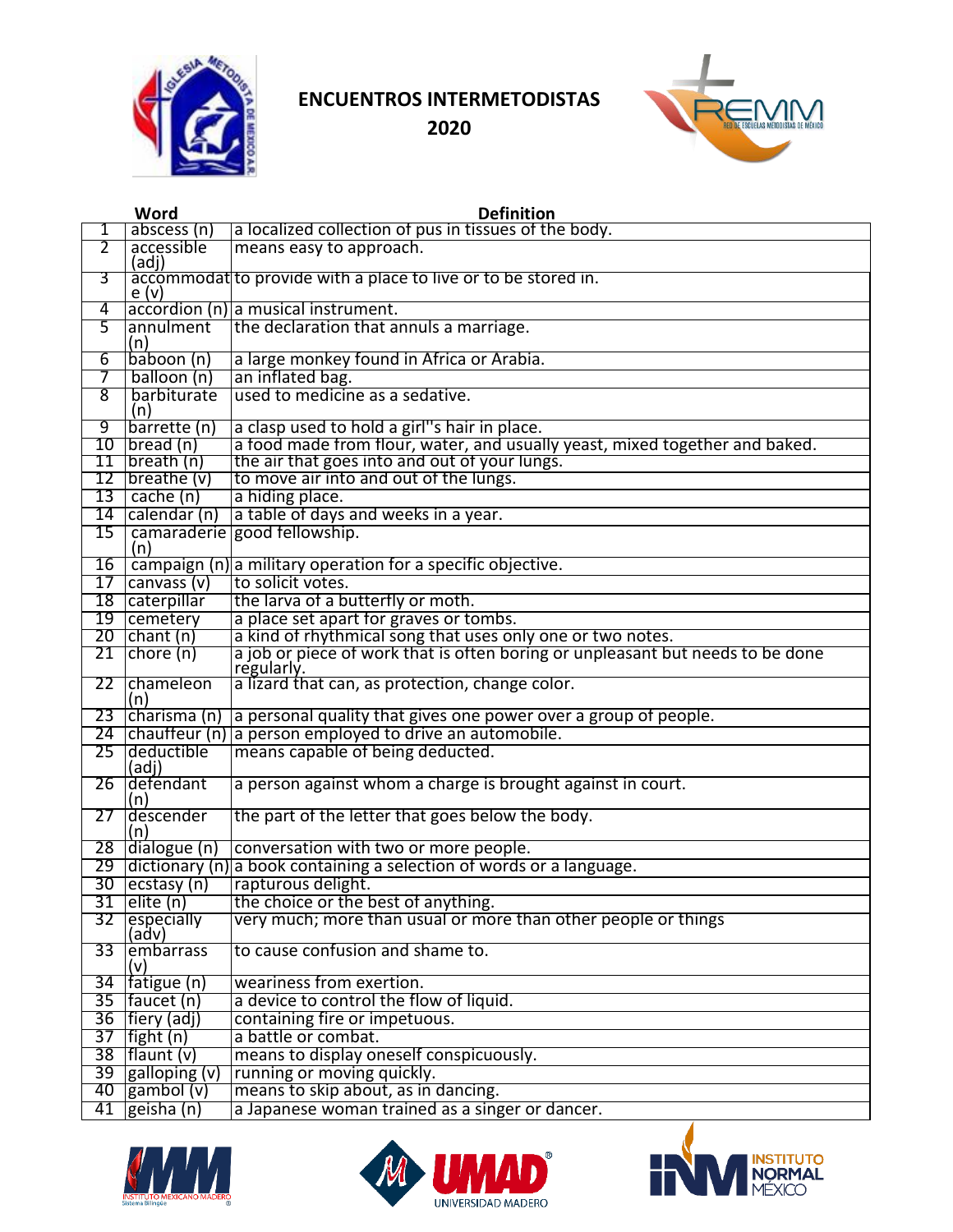# ENCUENTROS INTERMETODISTAS 2020

| | Word | Definition |
|---|---|---|
| 1 | abscess (n) | a localized collection of pus in tissues of the body. |
| 2 | accessible (adj) | means easy to approach. |
| 3 | accommodate (v) | to provide with a place to live or to be stored in. |
| 4 | accordion (n) | a musical instrument. |
| 5 | annulment (n) | the declaration that annuls a marriage. |
| 6 | baboon (n) | a large monkey found in Africa or Arabia. |
| 7 | balloon (n) | an inflated bag. |
| 8 | barbiturate (n) | used to medicine as a sedative. |
| 9 | barrette (n) | a clasp used to hold a girl''s hair in place. |
| 10 | bread (n) | a food made from flour, water, and usually yeast, mixed together and baked. |
| 11 | breath (n) | the air that goes into and out of your lungs. |
| 12 | breathe (v) | to move air into and out of the lungs. |
| 13 | cache (n) | a hiding place. |
| 14 | calendar (n) | a table of days and weeks in a year. |
| 15 | camaraderie (n) | good fellowship. |
| 16 | campaign (n) | a military operation for a specific objective. |
| 17 | canvass (v) | to solicit votes. |
| 18 | caterpillar | the larva of a butterfly or moth. |
| 19 | cemetery | a place set apart for graves or tombs. |
| 20 | chant (n) | a kind of rhythmical song that uses only one or two notes. |
| 21 | chore (n) | a job or piece of work that is often boring or unpleasant but needs to be done regularly. |
| 22 | chameleon (n) | a lizard that can, as protection, change color. |
| 23 | charisma (n) | a personal quality that gives one power over a group of people. |
| 24 | chauffeur (n) | a person employed to drive an automobile. |
| 25 | deductible (adj) | means capable of being deducted. |
| 26 | defendant (n) | a person against whom a charge is brought against in court. |
| 27 | descender (n) | the part of the letter that goes below the body. |
| 28 | dialogue (n) | conversation with two or more people. |
| 29 | dictionary (n) | a book containing a selection of words or a language. |
| 30 | ecstasy (n) | rapturous delight. |
| 31 | elite (n) | the choice or the best of anything. |
| 32 | especially (adv) | very much; more than usual or more than other people or things |
| 33 | embarrass (v) | to cause confusion and shame to. |
| 34 | fatigue (n) | weariness from exertion. |
| 35 | faucet (n) | a device to control the flow of liquid. |
| 36 | fiery (adj) | containing fire or impetuous. |
| 37 | fight (n) | a battle or combat. |
| 38 | flaunt (v) | means to display oneself conspicuously. |
| 39 | galloping (v) | running or moving quickly. |
| 40 | gambol (v) | means to skip about, as in dancing. |
| 41 | geisha (n) | a Japanese woman trained as a singer or dancer. |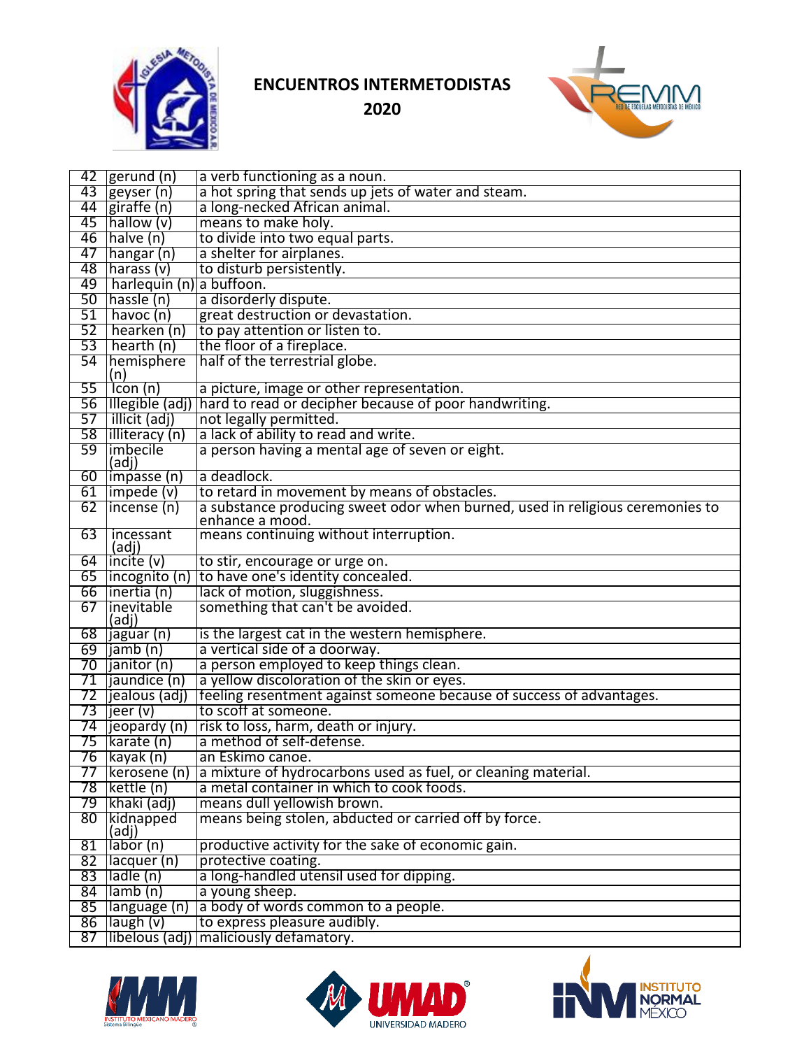# ENCUENTROS INTERMETODISTAS

## 2020

| | | |
|---|---|---|
| 42 | gerund (n) | a verb functioning as a noun. |
| 43 | geyser (n) | a hot spring that sends up jets of water and steam. |
| 44 | giraffe (n) | a long-necked African animal. |
| 45 | hallow (v) | means to make holy. |
| 46 | halve (n) | to divide into two equal parts. |
| 47 | hangar (n) | a shelter for airplanes. |
| 48 | harass (v) | to disturb persistently. |
| 49 | harlequin (n) | a buffoon. |
| 50 | hassle (n) | a disorderly dispute. |
| 51 | havoc (n) | great destruction or devastation. |
| 52 | hearken (n) | to pay attention or listen to. |
| 53 | hearth (n) | the floor of a fireplace. |
| 54 | hemisphere (n) | half of the terrestrial globe. |
| 55 | Icon (n) | a picture, image or other representation. |
| 56 | Illegible (adj) | hard to read or decipher because of poor handwriting. |
| 57 | illicit (adj) | not legally permitted. |
| 58 | illiteracy (n) | a lack of ability to read and write. |
| 59 | imbecile (adj) | a person having a mental age of seven or eight. |
| 60 | impasse (n) | a deadlock. |
| 61 | impede (v) | to retard in movement by means of obstacles. |
| 62 | incense (n) | a substance producing sweet odor when burned, used in religious ceremonies to enhance a mood. |
| 63 | incessant (adj) | means continuing without interruption. |
| 64 | incite (v) | to stir, encourage or urge on. |
| 65 | incognito (n) | to have one's identity concealed. |
| 66 | inertia (n) | lack of motion, sluggishness. |
| 67 | inevitable (adj) | something that can't be avoided. |
| 68 | jaguar (n) | is the largest cat in the western hemisphere. |
| 69 | jamb (n) | a vertical side of a doorway. |
| 70 | janitor (n) | a person employed to keep things clean. |
| 71 | jaundice (n) | a yellow discoloration of the skin or eyes. |
| 72 | jealous (adj) | feeling resentment against someone because of success of advantages. |
| 73 | jeer (v) | to scoff at someone. |
| 74 | jeopardy (n) | risk to loss, harm, death or injury. |
| 75 | karate (n) | a method of self-defense. |
| 76 | kayak (n) | an Eskimo canoe. |
| 77 | kerosene (n) | a mixture of hydrocarbons used as fuel, or cleaning material. |
| 78 | kettle (n) | a metal container in which to cook foods. |
| 79 | khaki (adj) | means dull yellowish brown. |
| 80 | kidnapped (adj) | means being stolen, abducted or carried off by force. |
| 81 | labor (n) | productive activity for the sake of economic gain. |
| 82 | lacquer (n) | protective coating. |
| 83 | ladle (n) | a long-handled utensil used for dipping. |
| 84 | lamb (n) | a young sheep. |
| 85 | language (n) | a body of words common to a people. |
| 86 | laugh (v) | to express pleasure audibly. |
| 87 | libelous (adj) | maliciously defamatory. |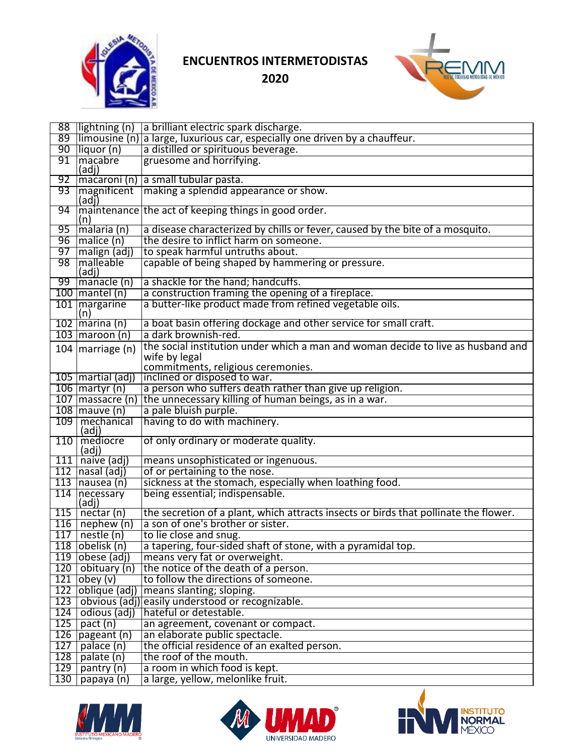# ENCUENTROS INTERMETODISTAS 2020

| | | |
|---|---|---|
| 88 | lightning (n) | a brilliant electric spark discharge. |
| 89 | limousine (n) | a large, luxurious car, especially one driven by a chauffeur. |
| 90 | liquor (n) | a distilled or spirituous beverage. |
| 91 | macabre (adj) | gruesome and horrifying. |
| 92 | macaroni (n) | a small tubular pasta. |
| 93 | magnificent (adj) | making a splendid appearance or show. |
| 94 | maintenance (n) | the act of keeping things in good order. |
| 95 | malaria (n) | a disease characterized by chills or fever, caused by the bite of a mosquito. |
| 96 | malice (n) | the desire to inflict harm on someone. |
| 97 | malign (adj) | to speak harmful untruths about. |
| 98 | malleable (adj) | capable of being shaped by hammering or pressure. |
| 99 | manacle (n) | a shackle for the hand; handcuffs. |
| 100 | mantel (n) | a construction framing the opening of a fireplace. |
| 101 | margarine (n) | a butter-like product made from refined vegetable oils. |
| 102 | marina (n) | a boat basin offering dockage and other service for small craft. |
| 103 | maroon (n) | a dark brownish-red. |
| 104 | marriage (n) | the social institution under which a man and woman decide to live as husband and wife by legal commitments, religious ceremonies. |
| 105 | martial (adj) | inclined or disposed to war. |
| 106 | martyr (n) | a person who suffers death rather than give up religion. |
| 107 | massacre (n) | the unnecessary killing of human beings, as in a war. |
| 108 | mauve (n) | a pale bluish purple. |
| 109 | mechanical (adj) | having to do with machinery. |
| 110 | mediocre (adj) | of only ordinary or moderate quality. |
| 111 | naive (adj) | means unsophisticated or ingenuous. |
| 112 | nasal (adj) | of or pertaining to the nose. |
| 113 | nausea (n) | sickness at the stomach, especially when loathing food. |
| 114 | necessary (adj) | being essential; indispensable. |
| 115 | nectar (n) | the secretion of a plant, which attracts insects or birds that pollinate the flower. |
| 116 | nephew (n) | a son of one's brother or sister. |
| 117 | nestle (n) | to lie close and snug. |
| 118 | obelisk (n) | a tapering, four-sided shaft of stone, with a pyramidal top. |
| 119 | obese (adj) | means very fat or overweight. |
| 120 | obituary (n) | the notice of the death of a person. |
| 121 | obey (v) | to follow the directions of someone. |
| 122 | oblique (adj) | means slanting; sloping. |
| 123 | obvious (adj) | easily understood or recognizable. |
| 124 | odious (adj) | hateful or detestable. |
| 125 | pact (n) | an agreement, covenant or compact. |
| 126 | pageant (n) | an elaborate public spectacle. |
| 127 | palace (n) | the official residence of an exalted person. |
| 128 | palate (n) | the roof of the mouth. |
| 129 | pantry (n) | a room in which food is kept. |
| 130 | papaya (n) | a large, yellow, melonlike fruit. |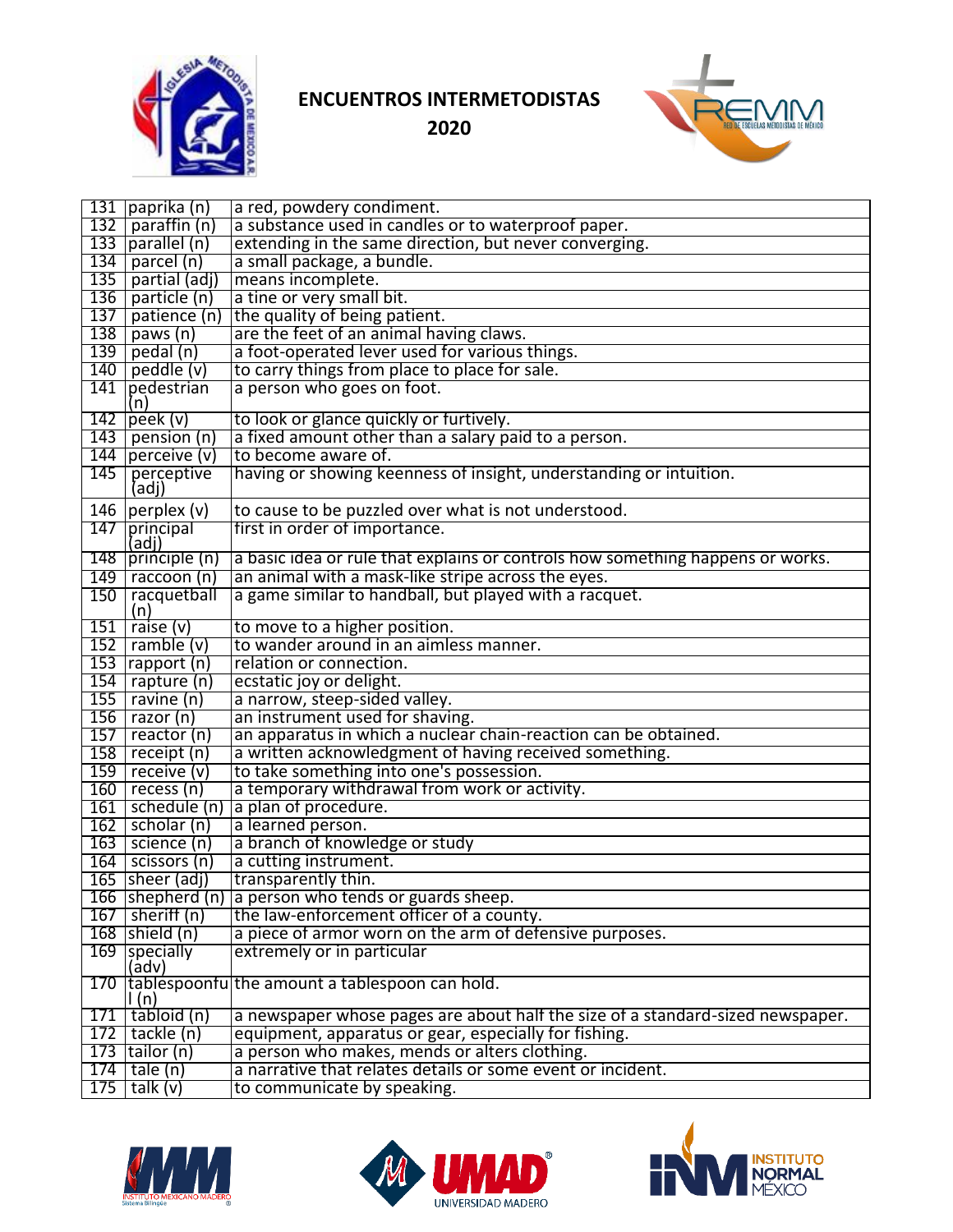# ENCUENTROS INTERMETODISTAS

## 2020

| | | |
|---|---|---|
| 131 | paprika (n) | a red, powdery condiment. |
| 132 | paraffin (n) | a substance used in candles or to waterproof paper. |
| 133 | parallel (n) | extending in the same direction, but never converging. |
| 134 | parcel (n) | a small package, a bundle. |
| 135 | partial (adj) | means incomplete. |
| 136 | particle (n) | a tine or very small bit. |
| 137 | patience (n) | the quality of being patient. |
| 138 | paws (n) | are the feet of an animal having claws. |
| 139 | pedal (n) | a foot-operated lever used for various things. |
| 140 | peddle (v) | to carry things from place to place for sale. |
| 141 | pedestrian (n) | a person who goes on foot. |
| 142 | peek (v) | to look or glance quickly or furtively. |
| 143 | pension (n) | a fixed amount other than a salary paid to a person. |
| 144 | perceive (v) | to become aware of. |
| 145 | perceptive (adj) | having or showing keenness of insight, understanding or intuition. |
| 146 | perplex (v) | to cause to be puzzled over what is not understood. |
| 147 | principal (adj) | first in order of importance. |
| 148 | principle (n) | a basic idea or rule that explains or controls how something happens or works. |
| 149 | raccoon (n) | an animal with a mask-like stripe across the eyes. |
| 150 | racquetball (n) | a game similar to handball, but played with a racquet. |
| 151 | raise (v) | to move to a higher position. |
| 152 | ramble (v) | to wander around in an aimless manner. |
| 153 | rapport (n) | relation or connection. |
| 154 | rapture (n) | ecstatic joy or delight. |
| 155 | ravine (n) | a narrow, steep-sided valley. |
| 156 | razor (n) | an instrument used for shaving. |
| 157 | reactor (n) | an apparatus in which a nuclear chain-reaction can be obtained. |
| 158 | receipt (n) | a written acknowledgment of having received something. |
| 159 | receive (v) | to take something into one's possession. |
| 160 | recess (n) | a temporary withdrawal from work or activity. |
| 161 | schedule (n) | a plan of procedure. |
| 162 | scholar (n) | a learned person. |
| 163 | science (n) | a branch of knowledge or study |
| 164 | scissors (n) | a cutting instrument. |
| 165 | sheer (adj) | transparently thin. |
| 166 | shepherd (n) | a person who tends or guards sheep. |
| 167 | sheriff (n) | the law-enforcement officer of a county. |
| 168 | shield (n) | a piece of armor worn on the arm of defensive purposes. |
| 169 | specially (adv) | extremely or in particular |
| 170 | tablespoonful (n) | the amount a tablespoon can hold. |
| 171 | tabloid (n) | a newspaper whose pages are about half the size of a standard-sized newspaper. |
| 172 | tackle (n) | equipment, apparatus or gear, especially for fishing. |
| 173 | tailor (n) | a person who makes, mends or alters clothing. |
| 174 | tale (n) | a narrative that relates details or some event or incident. |
| 175 | talk (v) | to communicate by speaking. |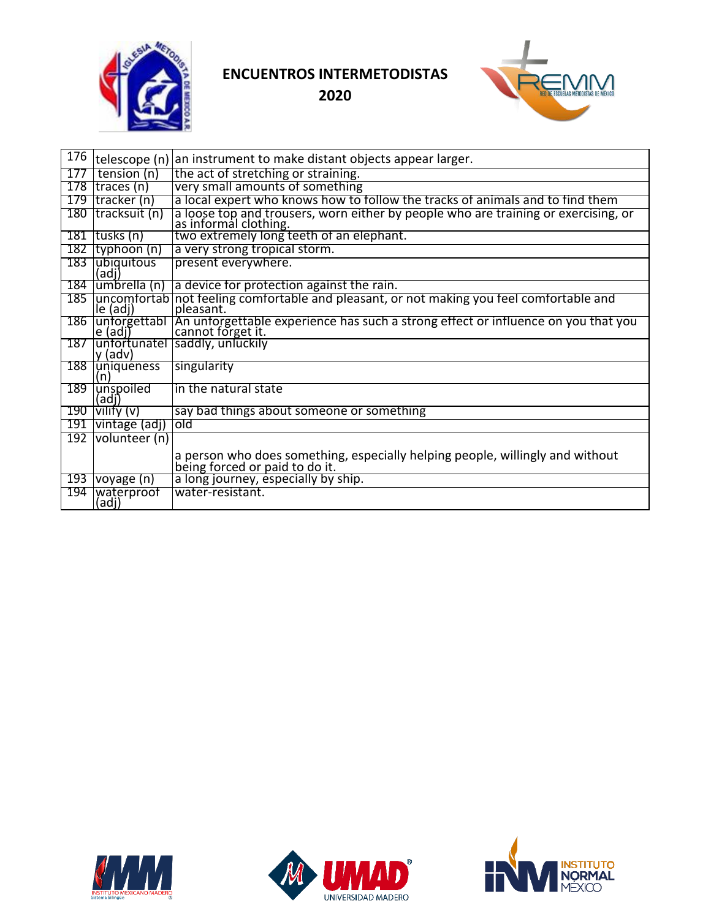# ENCUENTROS INTERMETODISTAS 2020

| | | |
|---|---|---|
| 176 | telescope (n) | an instrument to make distant objects appear larger. |
| 177 | tension (n) | the act of stretching or straining. |
| 178 | traces (n) | very small amounts of something |
| 179 | tracker (n) | a local expert who knows how to follow the tracks of animals and to find them |
| 180 | tracksuit (n) | a loose top and trousers, worn either by people who are training or exercising, or as informal clothing. |
| 181 | tusks (n) | two extremely long teeth of an elephant. |
| 182 | typhoon (n) | a very strong tropical storm. |
| 183 | ubiquitous (adj) | present everywhere. |
| 184 | umbrella (n) | a device for protection against the rain. |
| 185 | uncomfortable (adj) | not feeling comfortable and pleasant, or not making you feel comfortable and pleasant. |
| 186 | unforgettable (adj) | An unforgettable experience has such a strong effect or influence on you that you cannot forget it. |
| 187 | unfortunately (adv) | saddly, unluckily |
| 188 | uniqueness (n) | singularity |
| 189 | unspoiled (adj) | in the natural state |
| 190 | vilify (v) | say bad things about someone or something |
| 191 | vintage (adj) | old |
| 192 | volunteer (n) | a person who does something, especially helping people, willingly and without being forced or paid to do it. |
| 193 | voyage (n) | a long journey, especially by ship. |
| 194 | waterproof (adj) | water-resistant. |